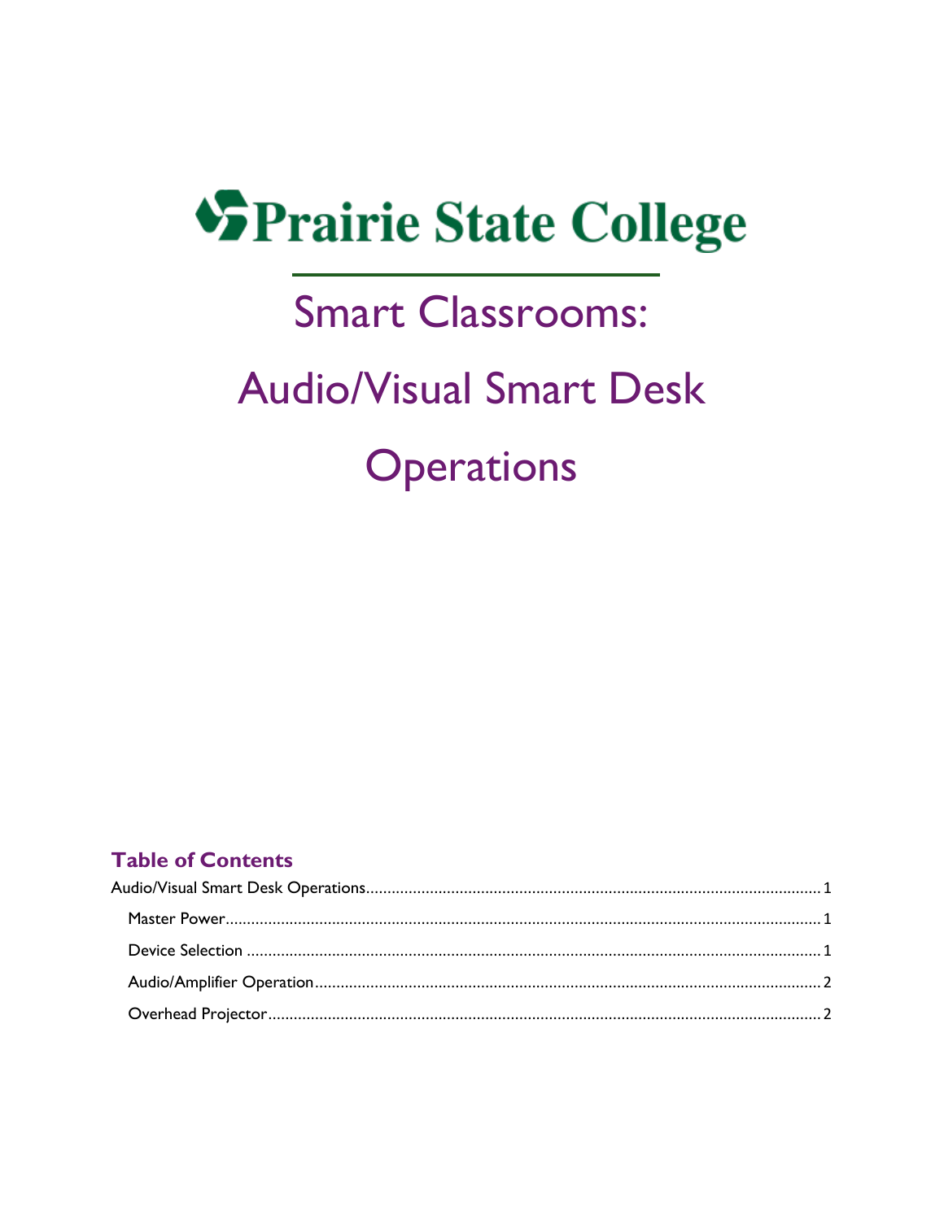# Prairie State College

# Smart Classrooms:

# Audio/Visual Smart Desk

# Operations

## Table of Contents

Audio/Visual Smart Desk Operations........................................................................................................ 1

- Master Power.......................................................................................................................................... 1
- Device Selection ..................................................................................................................................... 1
- Audio/Amplifier Operation..................................................................................................................... 2
- Overhead Projector................................................................................................................................ 2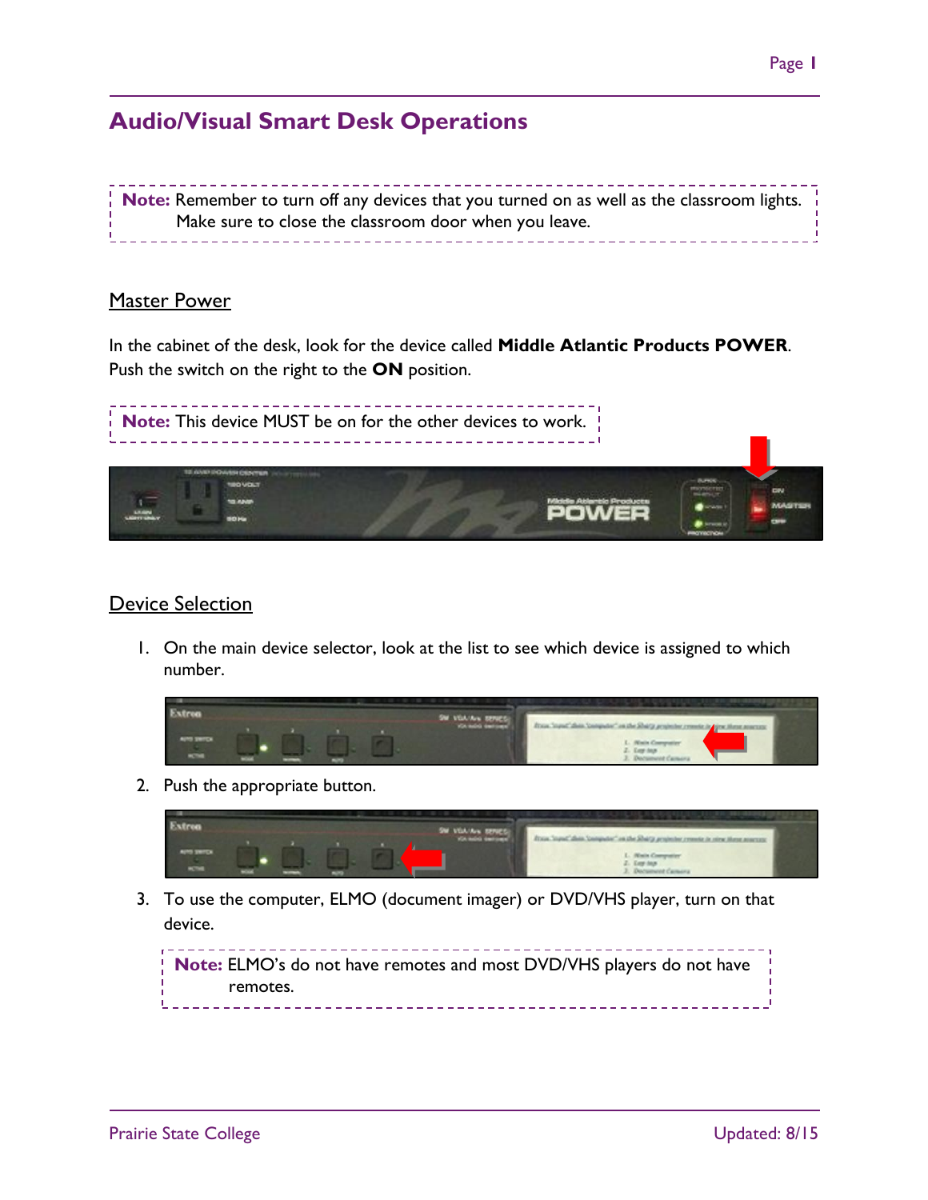## Audio/Visual Smart Desk Operations

> **Note:** Remember to turn off any devices that you turned on as well as the classroom lights. Make sure to close the classroom door when you leave.

### Master Power

In the cabinet of the desk, look for the device called **Middle Atlantic Products POWER**. Push the switch on the right to the **ON** position.

> **Note:** This device MUST be on for the other devices to work.

### Device Selection

1. On the main device selector, look at the list to see which device is assigned to which number.
2. Push the appropriate button.
3. To use the computer, ELMO (document imager) or DVD/VHS player, turn on that device.

> **Note:** ELMO's do not have remotes and most DVD/VHS players do not have remotes.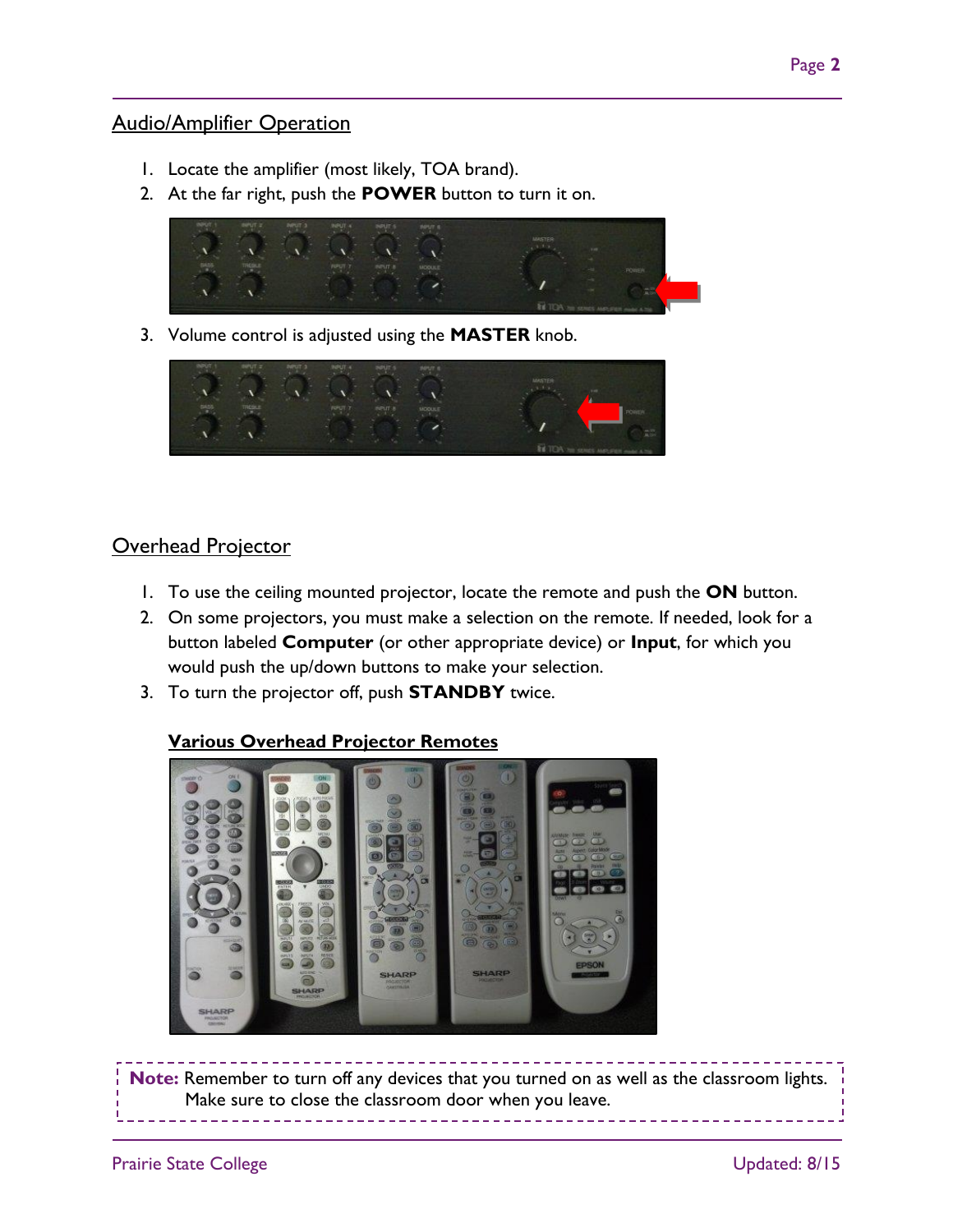## Audio/Amplifier Operation

1. Locate the amplifier (most likely, TOA brand).
2. At the far right, push the **POWER** button to turn it on.
3. Volume control is adjusted using the **MASTER** knob.

## Overhead Projector

1. To use the ceiling mounted projector, locate the remote and push the **ON** button.
2. On some projectors, you must make a selection on the remote. If needed, look for a button labeled **Computer** (or other appropriate device) or **Input**, for which you would push the up/down buttons to make your selection.
3. To turn the projector off, push **STANDBY** twice.

**Various Overhead Projector Remotes**

**Note:** Remember to turn off any devices that you turned on as well as the classroom lights. Make sure to close the classroom door when you leave.